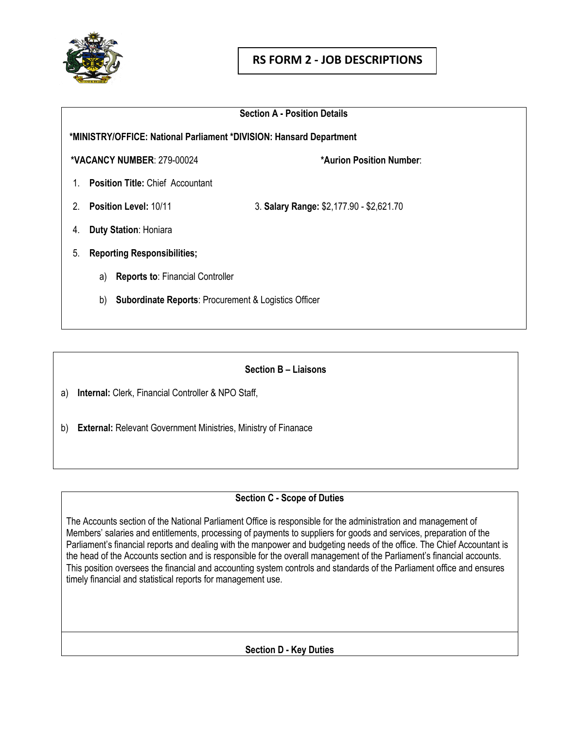# RS FORM 2 - JOB DESCRIPTIONS

## Section A - Position Details

**\*MINISTRY/OFFICE: National Parliament \*DIVISION: Hansard Department**

**\*VACANCY NUMBER**: 279-00024 **\*Aurion Position Number**:

1. **Position Title:** Chief Accountant
2. **Position Level:** 10/11 3. **Salary Range:** $2,177.90 - $2,621.70
4. **Duty Station**: Honiara
5. **Reporting Responsibilities;**
   a) **Reports to**: Financial Controller
   b) **Subordinate Reports**: Procurement & Logistics Officer

## Section B – Liaisons

a) **Internal:** Clerk, Financial Controller & NPO Staff,

b) **External:** Relevant Government Ministries, Ministry of Finanace

## Section C - Scope of Duties

The Accounts section of the National Parliament Office is responsible for the administration and management of Members' salaries and entitlements, processing of payments to suppliers for goods and services, preparation of the Parliament's financial reports and dealing with the manpower and budgeting needs of the office. The Chief Accountant is the head of the Accounts section and is responsible for the overall management of the Parliament's financial accounts. This position oversees the financial and accounting system controls and standards of the Parliament office and ensures timely financial and statistical reports for management use.

## Section D - Key Duties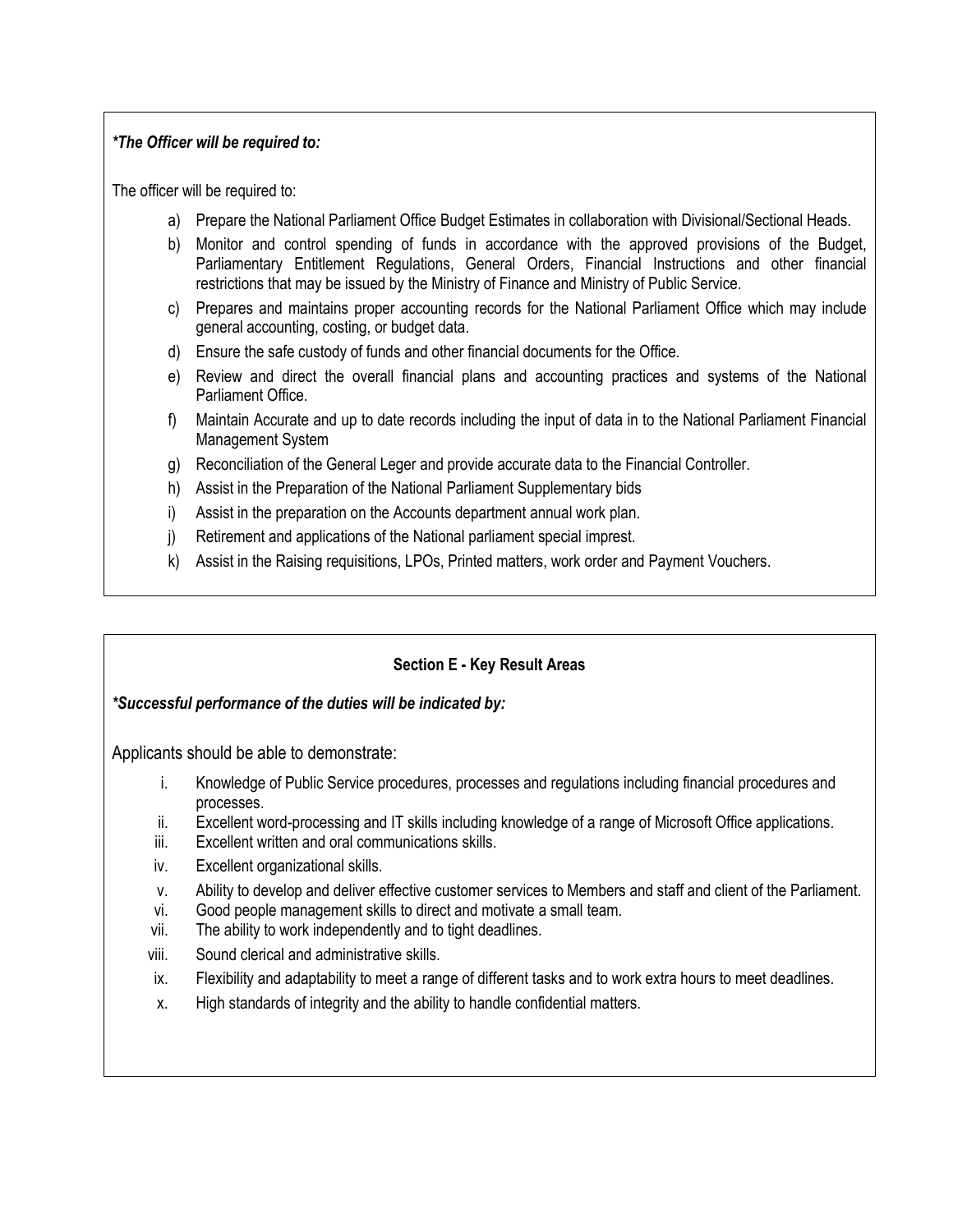***The Officer will be required to:***

The officer will be required to:

a) Prepare the National Parliament Office Budget Estimates in collaboration with Divisional/Sectional Heads.
b) Monitor and control spending of funds in accordance with the approved provisions of the Budget, Parliamentary Entitlement Regulations, General Orders, Financial Instructions and other financial restrictions that may be issued by the Ministry of Finance and Ministry of Public Service.
c) Prepares and maintains proper accounting records for the National Parliament Office which may include general accounting, costing, or budget data.
d) Ensure the safe custody of funds and other financial documents for the Office.
e) Review and direct the overall financial plans and accounting practices and systems of the National Parliament Office.
f) Maintain Accurate and up to date records including the input of data in to the National Parliament Financial Management System
g) Reconciliation of the General Leger and provide accurate data to the Financial Controller.
h) Assist in the Preparation of the National Parliament Supplementary bids
i) Assist in the preparation on the Accounts department annual work plan.
j) Retirement and applications of the National parliament special imprest.
k) Assist in the Raising requisitions, LPOs, Printed matters, work order and Payment Vouchers.

**Section E - Key Result Areas**

***Successful performance of the duties will be indicated by:***

Applicants should be able to demonstrate:

i. Knowledge of Public Service procedures, processes and regulations including financial procedures and processes.
ii. Excellent word-processing and IT skills including knowledge of a range of Microsoft Office applications.
iii. Excellent written and oral communications skills.
iv. Excellent organizational skills.
v. Ability to develop and deliver effective customer services to Members and staff and client of the Parliament.
vi. Good people management skills to direct and motivate a small team.
vii. The ability to work independently and to tight deadlines.
viii. Sound clerical and administrative skills.
ix. Flexibility and adaptability to meet a range of different tasks and to work extra hours to meet deadlines.
x. High standards of integrity and the ability to handle confidential matters.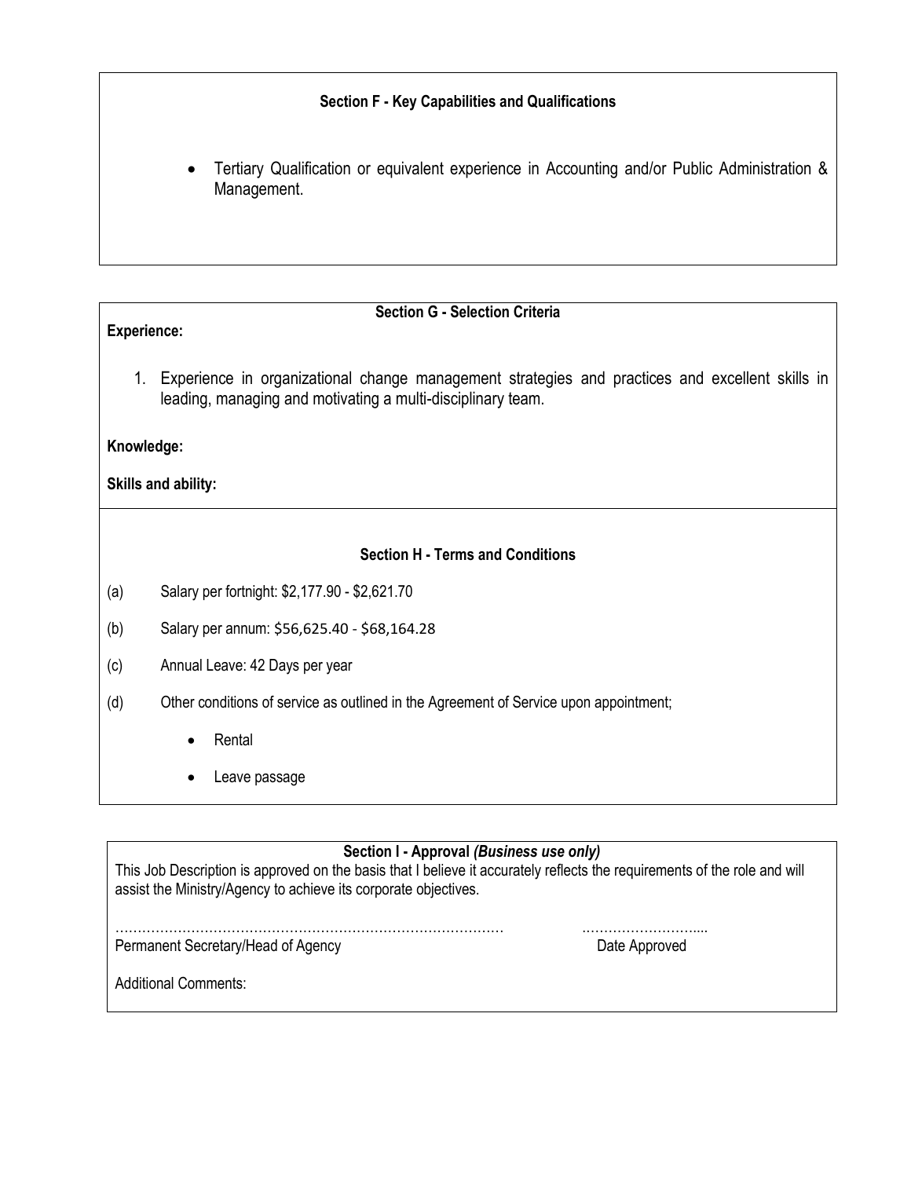### Section F - Key Capabilities and Qualifications

- Tertiary Qualification or equivalent experience in Accounting and/or Public Administration & Management.

### Section G - Selection Criteria

**Experience:**

1. Experience in organizational change management strategies and practices and excellent skills in leading, managing and motivating a multi-disciplinary team.

**Knowledge:**

**Skills and ability:**

### Section H - Terms and Conditions

(a) Salary per fortnight: $2,177.90 - $2,621.70

(b) Salary per annum: $56,625.40 - $68,164.28

(c) Annual Leave: 42 Days per year

(d) Other conditions of service as outlined in the Agreement of Service upon appointment;

- Rental
- Leave passage

### Section I - Approval *(Business use only)*

This Job Description is approved on the basis that I believe it accurately reflects the requirements of the role and will assist the Ministry/Agency to achieve its corporate objectives.

……………………………………………………………………………… ………………………....

Permanent Secretary/Head of Agency Date Approved

Additional Comments: